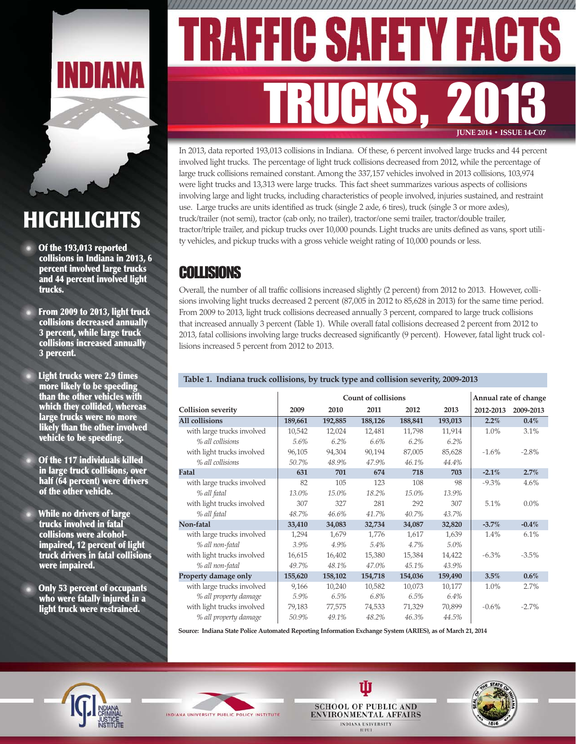# TRAFFIC SAFETY FACTS

# TRUCKS, 2013

**JUNE 2014 • ISSUE 14-C07**

In 2013, data reported 193,013 collisions in Indiana. Of these, 6 percent involved large trucks and 44 percent involved light trucks. The percentage of light truck collisions decreased from 2012, while the percentage of large truck collisions remained constant. Among the 337,157 vehicles involved in 2013 collisions, 103,974 were light trucks and 13,313 were large trucks. This fact sheet summarizes various aspects of collisions involving large and light trucks, including characteristics of people involved, injuries sustained, and restraint use. Large trucks are units identified as truck (single 2 axle, 6 tires), truck (single 3 or more axles), truck/trailer (not semi), tractor (cab only, no trailer), tractor/one semi trailer, tractor/double trailer, tractor/triple trailer, and pickup trucks over 10,000 pounds. Light trucks are units defined as vans, sport utility vehicles, and pickup trucks with a gross vehicle weight rating of 10,000 pounds or less.

## HIGHLIGHTS

- Of the 193,013 reported collisions in Indiana in 2013, 6 percent involved large trucks and 44 percent involved light trucks.
- From 2009 to 2013, light truck collisions decreased annually 3 percent, while large truck collisions increased annually 3 percent.
- Light trucks were 2.9 times more likely to be speeding than the other vehicles with which they collided, whereas large trucks were no more likely than the other involved vehicle to be speeding.
- Of the 117 individuals killed in large truck collisions, over half (64 percent) were drivers of the other vehicle.
- While no drivers of large trucks involved in fatal collisions were alcohol-impaired, 12 percent of light truck drivers in fatal collisions were impaired.
- Only 53 percent of occupants who were fatally injured in a light truck were restrained.

## COLLISIONS

Overall, the number of all traffic collisions increased slightly (2 percent) from 2012 to 2013. However, collisions involving light trucks decreased 2 percent (87,005 in 2012 to 85,628 in 2013) for the same time period. From 2009 to 2013, light truck collisions decreased annually 3 percent, compared to large truck collisions that increased annually 3 percent (Table 1). While overall fatal collisions decreased 2 percent from 2012 to 2013, fatal collisions involving large trucks decreased significantly (9 percent). However, fatal light truck collisions increased 5 percent from 2012 to 2013.

**Table 1. Indiana truck collisions, by truck type and collision severity, 2009-2013**

| | Count of collisions | | | | | Annual rate of change | |
|---|---|---|---|---|---|---|---|
| **Collision severity** | **2009** | **2010** | **2011** | **2012** | **2013** | **2012-2013** | **2009-2013** |
| **All collisions** | **189,661** | **192,885** | **188,126** | **188,841** | **193,013** | **2.2%** | **0.4%** |
| with large trucks involved | 10,542 | 12,024 | 12,481 | 11,798 | 11,914 | 1.0% | 3.1% |
| *% all collisions* | *5.6%* | *6.2%* | *6.6%* | *6.2%* | *6.2%* | | |
| with light trucks involved | 96,105 | 94,304 | 90,194 | 87,005 | 85,628 | -1.6% | -2.8% |
| *% all collisions* | *50.7%* | *48.9%* | *47.9%* | *46.1%* | *44.4%* | | |
| **Fatal** | **631** | **701** | **674** | **718** | **703** | **-2.1%** | **2.7%** |
| with large trucks involved | 82 | 105 | 123 | 108 | 98 | -9.3% | 4.6% |
| *% all fatal* | *13.0%* | *15.0%* | *18.2%* | *15.0%* | *13.9%* | | |
| with light trucks involved | 307 | 327 | 281 | 292 | 307 | 5.1% | 0.0% |
| *% all fatal* | *48.7%* | *46.6%* | *41.7%* | *40.7%* | *43.7%* | | |
| **Non-fatal** | **33,410** | **34,083** | **32,734** | **34,087** | **32,820** | **-3.7%** | **-0.4%** |
| with large trucks involved | 1,294 | 1,679 | 1,776 | 1,617 | 1,639 | 1.4% | 6.1% |
| *% all non-fatal* | *3.9%* | *4.9%* | *5.4%* | *4.7%* | *5.0%* | | |
| with light trucks involved | 16,615 | 16,402 | 15,380 | 15,384 | 14,422 | -6.3% | -3.5% |
| *% all non-fatal* | *49.7%* | *48.1%* | *47.0%* | *45.1%* | *43.9%* | | |
| **Property damage only** | **155,620** | **158,102** | **154,718** | **154,036** | **159,490** | **3.5%** | **0.6%** |
| with large trucks involved | 9,166 | 10,240 | 10,582 | 10,073 | 10,177 | 1.0% | 2.7% |
| *% all property damage* | *5.9%* | *6.5%* | *6.8%* | *6.5%* | *6.4%* | | |
| with light trucks involved | 79,183 | 77,575 | 74,533 | 71,329 | 70,899 | -0.6% | -2.7% |
| *% all property damage* | *50.9%* | *49.1%* | *48.2%* | *46.3%* | *44.5%* | | |

**Source: Indiana State Police Automated Reporting Information Exchange System (ARIES), as of March 21, 2014**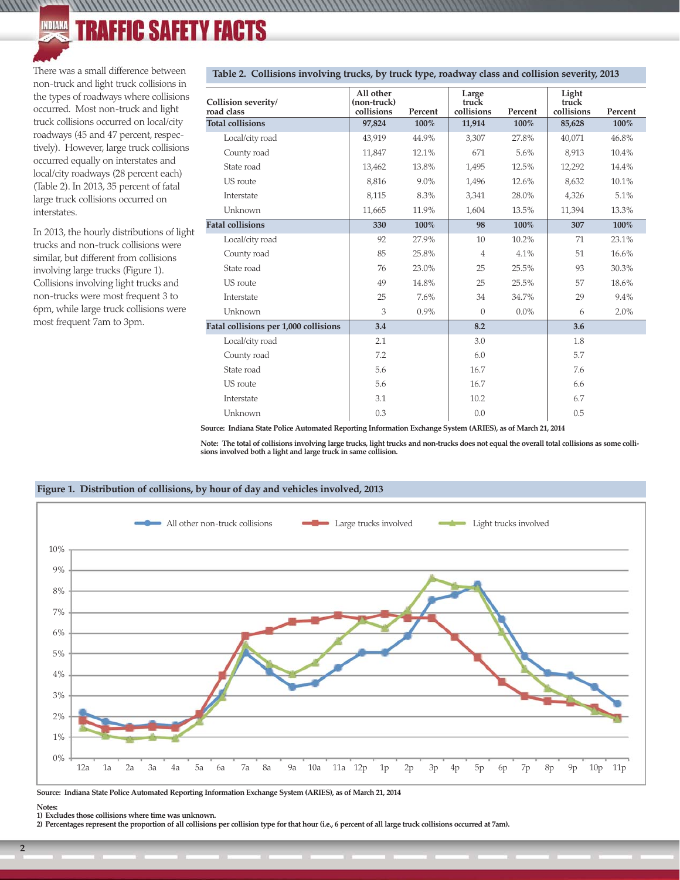There was a small difference between non-truck and light truck collisions in the types of roadways where collisions occurred. Most non-truck and light truck collisions occurred on local/city roadways (45 and 47 percent, respectively). However, large truck collisions occurred equally on interstates and local/city roadways (28 percent each) (Table 2). In 2013, 35 percent of fatal large truck collisions occurred on interstates.

In 2013, the hourly distributions of light trucks and non-truck collisions were similar, but different from collisions involving large trucks (Figure 1). Collisions involving light trucks and non-trucks were most frequent 3 to 6pm, while large truck collisions were most frequent 7am to 3pm.

**Table 2. Collisions involving trucks, by truck type, roadway class and collision severity, 2013**

| Collision severity/ road class | All other (non-truck) collisions | Percent | Large truck collisions | Percent | Light truck collisions | Percent |
|---|---|---|---|---|---|---|
| **Total collisions** | **97,824** | **100%** | **11,914** | **100%** | **85,628** | **100%** |
| Local/city road | 43,919 | 44.9% | 3,307 | 27.8% | 40,071 | 46.8% |
| County road | 11,847 | 12.1% | 671 | 5.6% | 8,913 | 10.4% |
| State road | 13,462 | 13.8% | 1,495 | 12.5% | 12,292 | 14.4% |
| US route | 8,816 | 9.0% | 1,496 | 12.6% | 8,632 | 10.1% |
| Interstate | 8,115 | 8.3% | 3,341 | 28.0% | 4,326 | 5.1% |
| Unknown | 11,665 | 11.9% | 1,604 | 13.5% | 11,394 | 13.3% |
| **Fatal collisions** | **330** | **100%** | **98** | **100%** | **307** | **100%** |
| Local/city road | 92 | 27.9% | 10 | 10.2% | 71 | 23.1% |
| County road | 85 | 25.8% | 4 | 4.1% | 51 | 16.6% |
| State road | 76 | 23.0% | 25 | 25.5% | 93 | 30.3% |
| US route | 49 | 14.8% | 25 | 25.5% | 57 | 18.6% |
| Interstate | 25 | 7.6% | 34 | 34.7% | 29 | 9.4% |
| Unknown | 3 | 0.9% | 0 | 0.0% | 6 | 2.0% |
| **Fatal collisions per 1,000 collisions** | **3.4** | | **8.2** | | **3.6** | |
| Local/city road | 2.1 | | 3.0 | | 1.8 | |
| County road | 7.2 | | 6.0 | | 5.7 | |
| State road | 5.6 | | 16.7 | | 7.6 | |
| US route | 5.6 | | 16.7 | | 6.6 | |
| Interstate | 3.1 | | 10.2 | | 6.7 | |
| Unknown | 0.3 | | 0.0 | | 0.5 | |

**Source: Indiana State Police Automated Reporting Information Exchange System (ARIES), as of March 21, 2014**

**Note: The total of collisions involving large trucks, light trucks and non-trucks does not equal the overall total collisions as some collisions involved both a light and large truck in same collision.**

**Figure 1. Distribution of collisions, by hour of day and vehicles involved, 2013**

**Source: Indiana State Police Automated Reporting Information Exchange System (ARIES), as of March 21, 2014**

**Notes:**
**1) Excludes those collisions where time was unknown.**
**2) Percentages represent the proportion of all collisions per collision type for that hour (i.e., 6 percent of all large truck collisions occurred at 7am).**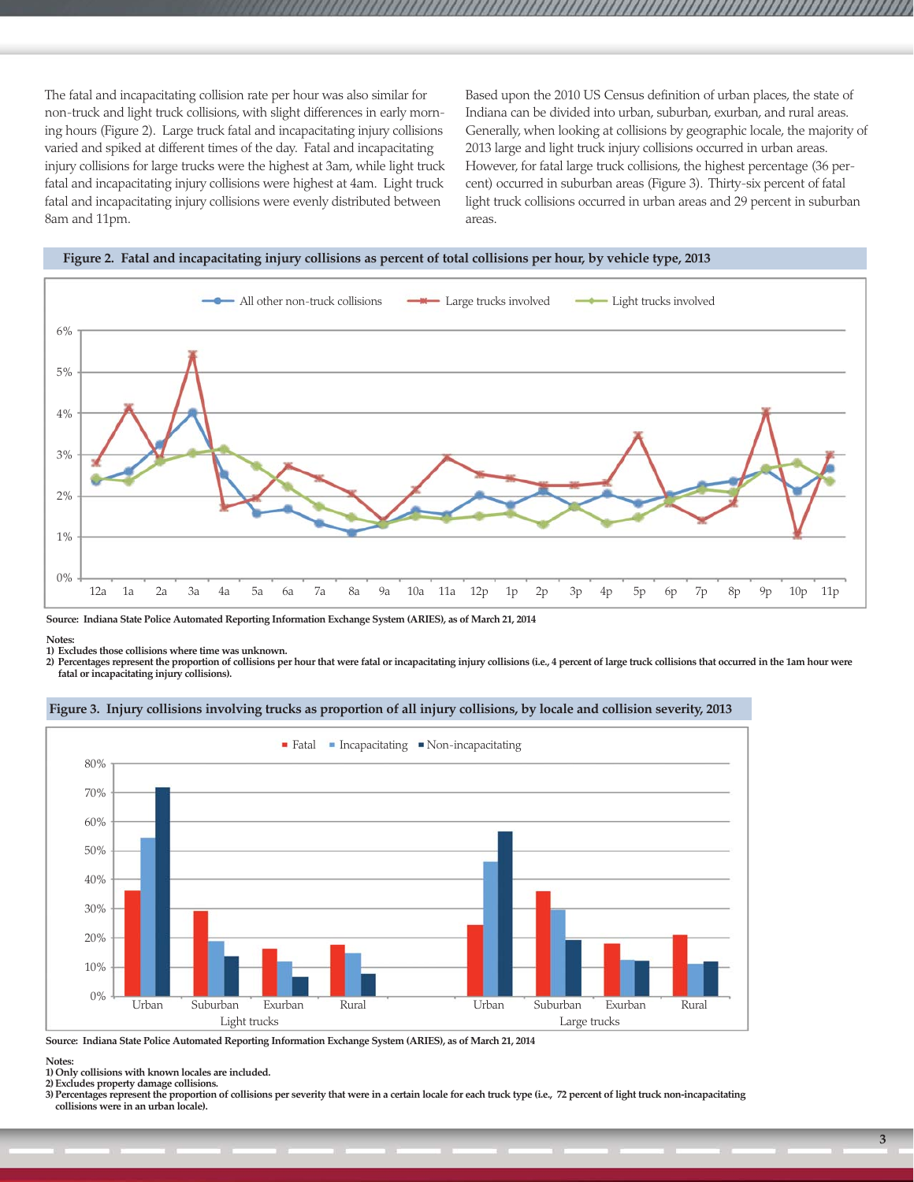The fatal and incapacitating collision rate per hour was also similar for non-truck and light truck collisions, with slight differences in early morning hours (Figure 2). Large truck fatal and incapacitating injury collisions varied and spiked at different times of the day. Fatal and incapacitating injury collisions for large trucks were the highest at 3am, while light truck fatal and incapacitating injury collisions were highest at 4am. Light truck fatal and incapacitating injury collisions were evenly distributed between 8am and 11pm.

Based upon the 2010 US Census definition of urban places, the state of Indiana can be divided into urban, suburban, exurban, and rural areas. Generally, when looking at collisions by geographic locale, the majority of 2013 large and light truck injury collisions occurred in urban areas. However, for fatal large truck collisions, the highest percentage (36 percent) occurred in suburban areas (Figure 3). Thirty-six percent of fatal light truck collisions occurred in urban areas and 29 percent in suburban areas.

**Figure 2. Fatal and incapacitating injury collisions as percent of total collisions per hour, by vehicle type, 2013**

**Source: Indiana State Police Automated Reporting Information Exchange System (ARIES), as of March 21, 2014**

**Notes:**
**1) Excludes those collisions where time was unknown.**
**2) Percentages represent the proportion of collisions per hour that were fatal or incapacitating injury collisions (i.e., 4 percent of large truck collisions that occurred in the 1am hour were fatal or incapacitating injury collisions).**

**Figure 3. Injury collisions involving trucks as proportion of all injury collisions, by locale and collision severity, 2013**

**Source: Indiana State Police Automated Reporting Information Exchange System (ARIES), as of March 21, 2014**

**Notes:**
**1) Only collisions with known locales are included.**
**2) Excludes property damage collisions.**
**3) Percentages represent the proportion of collisions per severity that were in a certain locale for each truck type (i.e., 72 percent of light truck non-incapacitating collisions were in an urban locale).**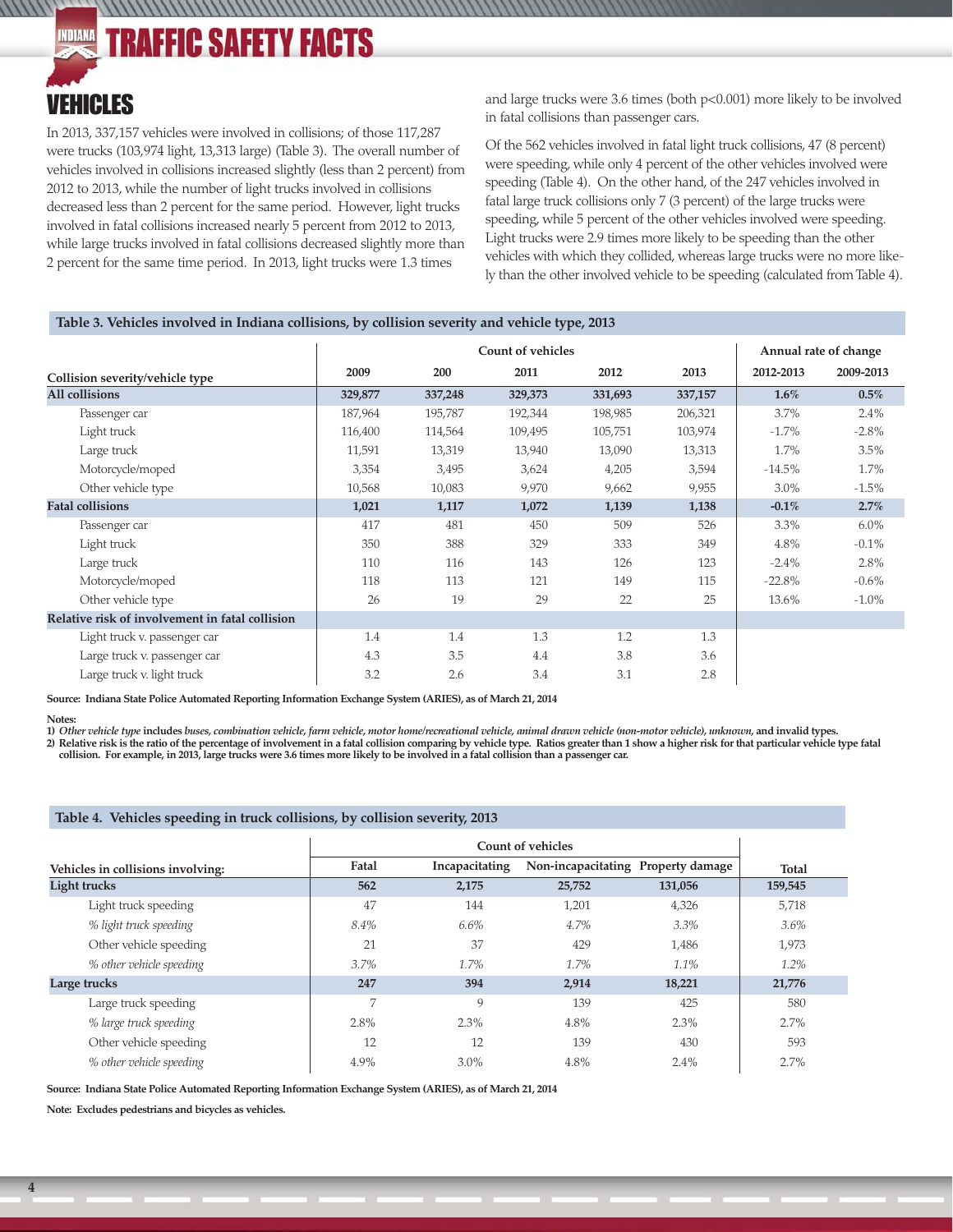## VEHICLES

In 2013, 337,157 vehicles were involved in collisions; of those 117,287 were trucks (103,974 light, 13,313 large) (Table 3). The overall number of vehicles involved in collisions increased slightly (less than 2 percent) from 2012 to 2013, while the number of light trucks involved in collisions decreased less than 2 percent for the same period. However, light trucks involved in fatal collisions increased nearly 5 percent from 2012 to 2013, while large trucks involved in fatal collisions decreased slightly more than 2 percent for the same time period. In 2013, light trucks were 1.3 times and large trucks were 3.6 times (both $p<0.001$) more likely to be involved in fatal collisions than passenger cars.

Of the 562 vehicles involved in fatal light truck collisions, 47 (8 percent) were speeding, while only 4 percent of the other vehicles involved were speeding (Table 4). On the other hand, of the 247 vehicles involved in fatal large truck collisions only 7 (3 percent) of the large trucks were speeding, while 5 percent of the other vehicles involved were speeding. Light trucks were 2.9 times more likely to be speeding than the other vehicles with which they collided, whereas large trucks were no more likely than the other involved vehicle to be speeding (calculated from Table 4).

**Table 3. Vehicles involved in Indiana collisions, by collision severity and vehicle type, 2013**

| Collision severity/vehicle type | Count of vehicles | | | | | Annual rate of change | |
|---|---|---|---|---|---|---|---|
| | 2009 | 200 | 2011 | 2012 | 2013 | 2012-2013 | 2009-2013 |
| **All collisions** | **329,877** | **337,248** | **329,373** | **331,693** | **337,157** | **1.6%** | **0.5%** |
| Passenger car | 187,964 | 195,787 | 192,344 | 198,985 | 206,321 | 3.7% | 2.4% |
| Light truck | 116,400 | 114,564 | 109,495 | 105,751 | 103,974 | -1.7% | -2.8% |
| Large truck | 11,591 | 13,319 | 13,940 | 13,090 | 13,313 | 1.7% | 3.5% |
| Motorcycle/moped | 3,354 | 3,495 | 3,624 | 4,205 | 3,594 | -14.5% | 1.7% |
| Other vehicle type | 10,568 | 10,083 | 9,970 | 9,662 | 9,955 | 3.0% | -1.5% |
| **Fatal collisions** | **1,021** | **1,117** | **1,072** | **1,139** | **1,138** | **-0.1%** | **2.7%** |
| Passenger car | 417 | 481 | 450 | 509 | 526 | 3.3% | 6.0% |
| Light truck | 350 | 388 | 329 | 333 | 349 | 4.8% | -0.1% |
| Large truck | 110 | 116 | 143 | 126 | 123 | -2.4% | 2.8% |
| Motorcycle/moped | 118 | 113 | 121 | 149 | 115 | -22.8% | -0.6% |
| Other vehicle type | 26 | 19 | 29 | 22 | 25 | 13.6% | -1.0% |
| **Relative risk of involvement in fatal collision** | | | | | | | |
| Light truck v. passenger car | 1.4 | 1.4 | 1.3 | 1.2 | 1.3 | | |
| Large truck v. passenger car | 4.3 | 3.5 | 4.4 | 3.8 | 3.6 | | |
| Large truck v. light truck | 3.2 | 2.6 | 3.4 | 3.1 | 2.8 | | |

**Source: Indiana State Police Automated Reporting Information Exchange System (ARIES), as of March 21, 2014**

**Notes:**
**1)** ***Other vehicle type*** **includes** ***buses, combination vehicle, farm vehicle, motor home/recreational vehicle, animal drawn vehicle (non-motor vehicle), unknown,*** **and invalid types.**
**2) Relative risk is the ratio of the percentage of involvement in a fatal collision comparing by vehicle type. Ratios greater than 1 show a higher risk for that particular vehicle type fatal collision. For example, in 2013, large trucks were 3.6 times more likely to be involved in a fatal collision than a passenger car.**

**Table 4. Vehicles speeding in truck collisions, by collision severity, 2013**

| Vehicles in collisions involving: | Count of vehicles | | | | Total |
|---|---|---|---|---|---|
| | Fatal | Incapacitating | Non-incapacitating | Property damage | |
| **Light trucks** | **562** | **2,175** | **25,752** | **131,056** | **159,545** |
| Light truck speeding | 47 | 144 | 1,201 | 4,326 | 5,718 |
| *% light truck speeding* | *8.4%* | *6.6%* | *4.7%* | *3.3%* | *3.6%* |
| Other vehicle speeding | 21 | 37 | 429 | 1,486 | 1,973 |
| *% other vehicle speeding* | *3.7%* | *1.7%* | *1.7%* | *1.1%* | *1.2%* |
| **Large trucks** | **247** | **394** | **2,914** | **18,221** | **21,776** |
| Large truck speeding | 7 | 9 | 139 | 425 | 580 |
| *% large truck speeding* | 2.8% | 2.3% | 4.8% | 2.3% | 2.7% |
| Other vehicle speeding | 12 | 12 | 139 | 430 | 593 |
| *% other vehicle speeding* | 4.9% | 3.0% | 4.8% | 2.4% | 2.7% |

**Source: Indiana State Police Automated Reporting Information Exchange System (ARIES), as of March 21, 2014**

**Note: Excludes pedestrians and bicycles as vehicles.**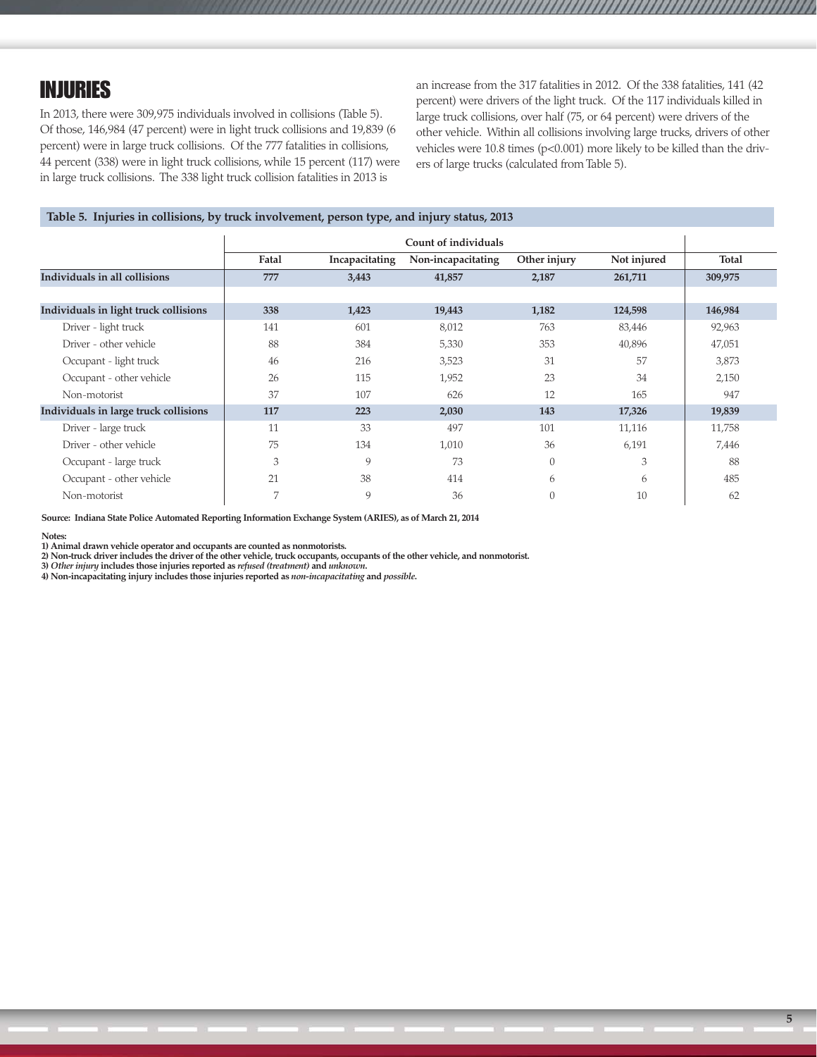## INJURIES

In 2013, there were 309,975 individuals involved in collisions (Table 5). Of those, 146,984 (47 percent) were in light truck collisions and 19,839 (6 percent) were in large truck collisions. Of the 777 fatalities in collisions, 44 percent (338) were in light truck collisions, while 15 percent (117) were in large truck collisions. The 338 light truck collision fatalities in 2013 is an increase from the 317 fatalities in 2012. Of the 338 fatalities, 141 (42 percent) were drivers of the light truck. Of the 117 individuals killed in large truck collisions, over half (75, or 64 percent) were drivers of the other vehicle. Within all collisions involving large trucks, drivers of other vehicles were 10.8 times ($p<0.001$) more likely to be killed than the drivers of large trucks (calculated from Table 5).

**Table 5. Injuries in collisions, by truck involvement, person type, and injury status, 2013**

| | Count of individuals | | | | | |
|---|---|---|---|---|---|---|
| | Fatal | Incapacitating | Non-incapacitating | Other injury | Not injured | Total |
| **Individuals in all collisions** | **777** | **3,443** | **41,857** | **2,187** | **261,711** | **309,975** |
| | | | | | | |
| **Individuals in light truck collisions** | **338** | **1,423** | **19,443** | **1,182** | **124,598** | **146,984** |
| Driver - light truck | 141 | 601 | 8,012 | 763 | 83,446 | 92,963 |
| Driver - other vehicle | 88 | 384 | 5,330 | 353 | 40,896 | 47,051 |
| Occupant - light truck | 46 | 216 | 3,523 | 31 | 57 | 3,873 |
| Occupant - other vehicle | 26 | 115 | 1,952 | 23 | 34 | 2,150 |
| Non-motorist | 37 | 107 | 626 | 12 | 165 | 947 |
| **Individuals in large truck collisions** | **117** | **223** | **2,030** | **143** | **17,326** | **19,839** |
| Driver - large truck | 11 | 33 | 497 | 101 | 11,116 | 11,758 |
| Driver - other vehicle | 75 | 134 | 1,010 | 36 | 6,191 | 7,446 |
| Occupant - large truck | 3 | 9 | 73 | 0 | 3 | 88 |
| Occupant - other vehicle | 21 | 38 | 414 | 6 | 6 | 485 |
| Non-motorist | 7 | 9 | 36 | 0 | 10 | 62 |

**Source: Indiana State Police Automated Reporting Information Exchange System (ARIES), as of March 21, 2014**

**Notes:**
**1) Animal drawn vehicle operator and occupants are counted as nonmotorists.**
**2) Non-truck driver includes the driver of the other vehicle, truck occupants, occupants of the other vehicle, and nonmotorist.**
**3) *Other injury* includes those injuries reported as *refused (treatment)* and *unknown*.**
**4) Non-incapacitating injury includes those injuries reported as *non-incapacitating* and *possible*.**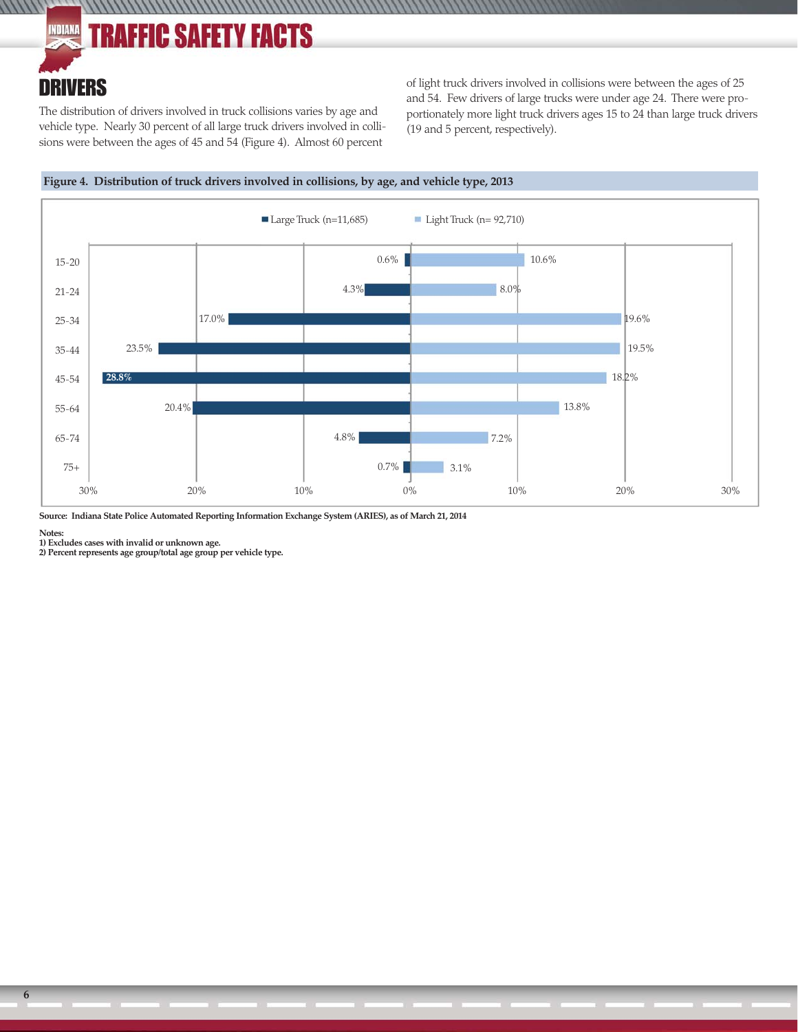## DRIVERS

The distribution of drivers involved in truck collisions varies by age and vehicle type. Nearly 30 percent of all large truck drivers involved in collisions were between the ages of 45 and 54 (Figure 4). Almost 60 percent of light truck drivers involved in collisions were between the ages of 25 and 54. Few drivers of large trucks were under age 24. There were proportionately more light truck drivers ages 15 to 24 than large truck drivers (19 and 5 percent, respectively).

**Figure 4. Distribution of truck drivers involved in collisions, by age, and vehicle type, 2013**

| Age | Large Truck (n=11,685) | Light Truck (n= 92,710) |
|---|---|---|
| 15-20 | 0.6% | 10.6% |
| 21-24 | 4.3% | 8.0% |
| 25-34 | 17.0% | 19.6% |
| 35-44 | 23.5% | 19.5% |
| 45-54 | 28.8% | 18.2% |
| 55-64 | 20.4% | 13.8% |
| 65-74 | 4.8% | 7.2% |
| 75+ | 0.7% | 3.1% |

**Source: Indiana State Police Automated Reporting Information Exchange System (ARIES), as of March 21, 2014**

**Notes:**
**1) Excludes cases with invalid or unknown age.**
**2) Percent represents age group/total age group per vehicle type.**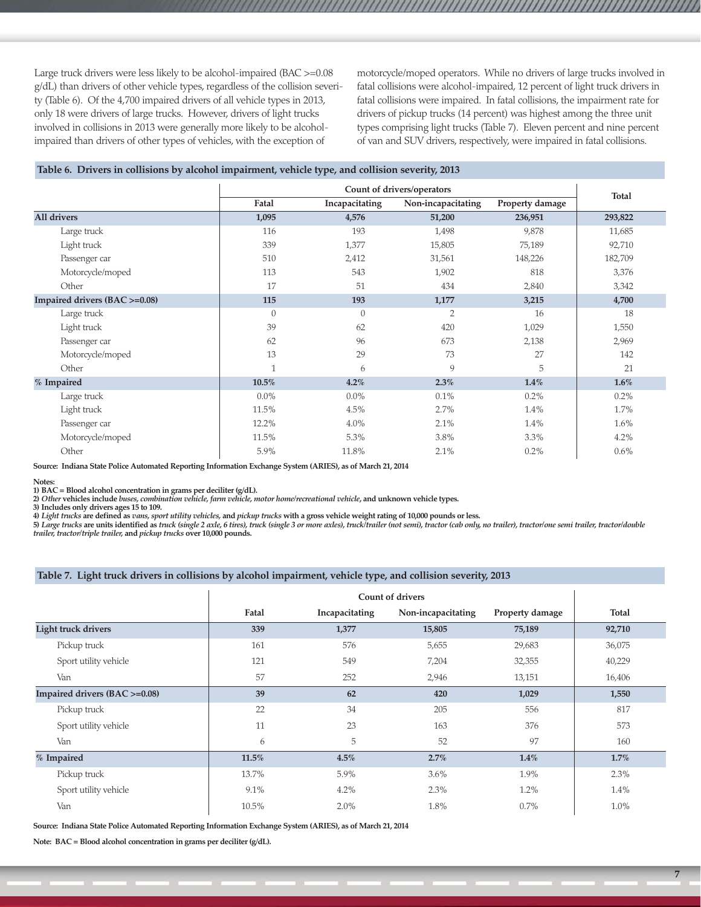Large truck drivers were less likely to be alcohol-impaired (BAC >=0.08 g/dL) than drivers of other vehicle types, regardless of the collision severity (Table 6). Of the 4,700 impaired drivers of all vehicle types in 2013, only 18 were drivers of large trucks. However, drivers of light trucks involved in collisions in 2013 were generally more likely to be alcohol-impaired than drivers of other types of vehicles, with the exception of motorcycle/moped operators. While no drivers of large trucks involved in fatal collisions were alcohol-impaired, 12 percent of light truck drivers in fatal collisions were impaired. In fatal collisions, the impairment rate for drivers of pickup trucks (14 percent) was highest among the three unit types comprising light trucks (Table 7). Eleven percent and nine percent of van and SUV drivers, respectively, were impaired in fatal collisions.

**Table 6. Drivers in collisions by alcohol impairment, vehicle type, and collision severity, 2013**

| | Count of drivers/operators | | | | Total |
|---|---|---|---|---|---|
| | Fatal | Incapacitating | Non-incapacitating | Property damage | |
| **All drivers** | **1,095** | **4,576** | **51,200** | **236,951** | **293,822** |
| Large truck | 116 | 193 | 1,498 | 9,878 | 11,685 |
| Light truck | 339 | 1,377 | 15,805 | 75,189 | 92,710 |
| Passenger car | 510 | 2,412 | 31,561 | 148,226 | 182,709 |
| Motorcycle/moped | 113 | 543 | 1,902 | 818 | 3,376 |
| Other | 17 | 51 | 434 | 2,840 | 3,342 |
| **Impaired drivers (BAC >=0.08)** | **115** | **193** | **1,177** | **3,215** | **4,700** |
| Large truck | 0 | 0 | 2 | 16 | 18 |
| Light truck | 39 | 62 | 420 | 1,029 | 1,550 |
| Passenger car | 62 | 96 | 673 | 2,138 | 2,969 |
| Motorcycle/moped | 13 | 29 | 73 | 27 | 142 |
| Other | 1 | 6 | 9 | 5 | 21 |
| **% Impaired** | **10.5%** | **4.2%** | **2.3%** | **1.4%** | **1.6%** |
| Large truck | 0.0% | 0.0% | 0.1% | 0.2% | 0.2% |
| Light truck | 11.5% | 4.5% | 2.7% | 1.4% | 1.7% |
| Passenger car | 12.2% | 4.0% | 2.1% | 1.4% | 1.6% |
| Motorcycle/moped | 11.5% | 5.3% | 3.8% | 3.3% | 4.2% |
| Other | 5.9% | 11.8% | 2.1% | 0.2% | 0.6% |

**Source: Indiana State Police Automated Reporting Information Exchange System (ARIES), as of March 21, 2014**

**Notes:**
**1) BAC = Blood alcohol concentration in grams per deciliter (g/dL).**
**2) *Other* vehicles include *buses, combination vehicle, farm vehicle, motor home/recreational vehicle*, and unknown vehicle types.**
**3) Includes only drivers ages 15 to 109.**
**4) *Light trucks* are defined as *vans, sport utility vehicles*, and *pickup trucks* with a gross vehicle weight rating of 10,000 pounds or less.**
**5) *Large trucks* are units identified as *truck (single 2 axle, 6 tires), truck (single 3 or more axles), truck/trailer (not semi), tractor (cab only, no trailer), tractor/one semi trailer, tractor/double trailer, tractor/triple trailer*, and *pickup trucks* over 10,000 pounds.**

**Table 7. Light truck drivers in collisions by alcohol impairment, vehicle type, and collision severity, 2013**

| | Count of drivers | | | | Total |
|---|---|---|---|---|---|
| | Fatal | Incapacitating | Non-incapacitating | Property damage | |
| **Light truck drivers** | **339** | **1,377** | **15,805** | **75,189** | **92,710** |
| Pickup truck | 161 | 576 | 5,655 | 29,683 | 36,075 |
| Sport utility vehicle | 121 | 549 | 7,204 | 32,355 | 40,229 |
| Van | 57 | 252 | 2,946 | 13,151 | 16,406 |
| **Impaired drivers (BAC >=0.08)** | **39** | **62** | **420** | **1,029** | **1,550** |
| Pickup truck | 22 | 34 | 205 | 556 | 817 |
| Sport utility vehicle | 11 | 23 | 163 | 376 | 573 |
| Van | 6 | 5 | 52 | 97 | 160 |
| **% Impaired** | **11.5%** | **4.5%** | **2.7%** | **1.4%** | **1.7%** |
| Pickup truck | 13.7% | 5.9% | 3.6% | 1.9% | 2.3% |
| Sport utility vehicle | 9.1% | 4.2% | 2.3% | 1.2% | 1.4% |
| Van | 10.5% | 2.0% | 1.8% | 0.7% | 1.0% |

**Source: Indiana State Police Automated Reporting Information Exchange System (ARIES), as of March 21, 2014**

**Note: BAC = Blood alcohol concentration in grams per deciliter (g/dL).**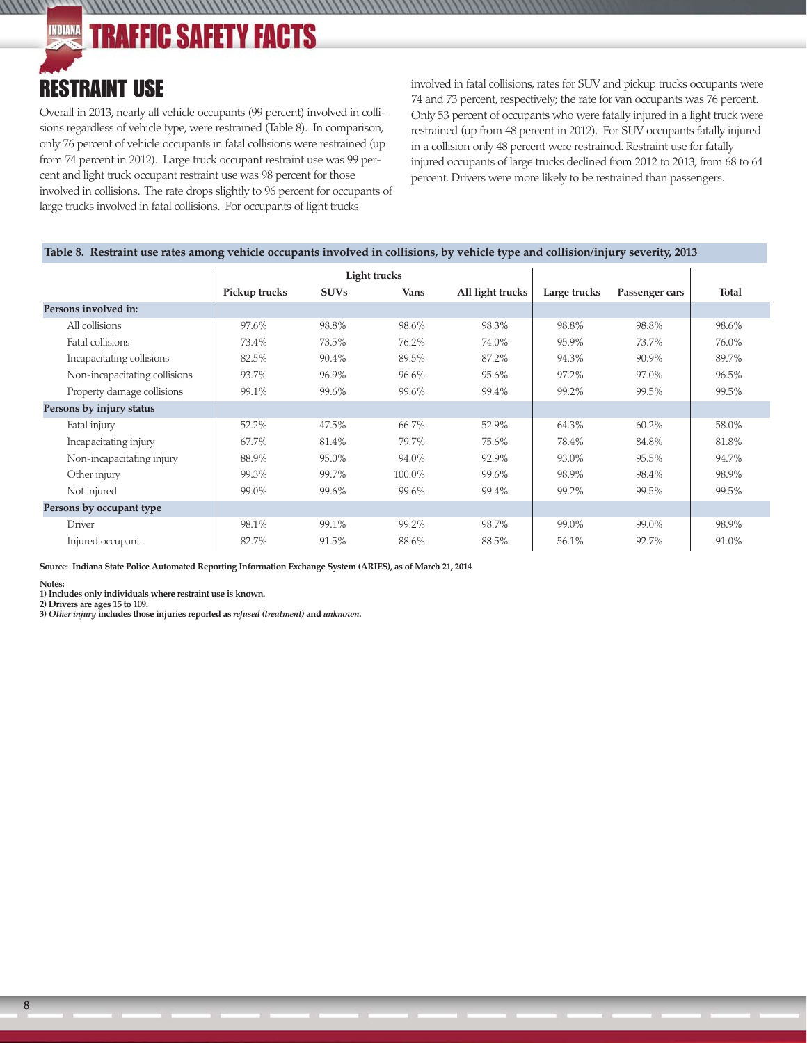## RESTRAINT USE

Overall in 2013, nearly all vehicle occupants (99 percent) involved in collisions regardless of vehicle type, were restrained (Table 8). In comparison, only 76 percent of vehicle occupants in fatal collisions were restrained (up from 74 percent in 2012). Large truck occupant restraint use was 99 percent and light truck occupant restraint use was 98 percent for those involved in collisions. The rate drops slightly to 96 percent for occupants of large trucks involved in fatal collisions. For occupants of light trucks involved in fatal collisions, rates for SUV and pickup trucks occupants were 74 and 73 percent, respectively; the rate for van occupants was 76 percent. Only 53 percent of occupants who were fatally injured in a light truck were restrained (up from 48 percent in 2012). For SUV occupants fatally injured in a collision only 48 percent were restrained. Restraint use for fatally injured occupants of large trucks declined from 2012 to 2013, from 68 to 64 percent. Drivers were more likely to be restrained than passengers.

**Table 8. Restraint use rates among vehicle occupants involved in collisions, by vehicle type and collision/injury severity, 2013**

| | Light trucks | | | | | | |
|---|---|---|---|---|---|---|---|
| | Pickup trucks | SUVs | Vans | All light trucks | Large trucks | Passenger cars | Total |
| **Persons involved in:** | | | | | | | |
| All collisions | 97.6% | 98.8% | 98.6% | 98.3% | 98.8% | 98.8% | 98.6% |
| Fatal collisions | 73.4% | 73.5% | 76.2% | 74.0% | 95.9% | 73.7% | 76.0% |
| Incapacitating collisions | 82.5% | 90.4% | 89.5% | 87.2% | 94.3% | 90.9% | 89.7% |
| Non-incapacitating collisions | 93.7% | 96.9% | 96.6% | 95.6% | 97.2% | 97.0% | 96.5% |
| Property damage collisions | 99.1% | 99.6% | 99.6% | 99.4% | 99.2% | 99.5% | 99.5% |
| **Persons by injury status** | | | | | | | |
| Fatal injury | 52.2% | 47.5% | 66.7% | 52.9% | 64.3% | 60.2% | 58.0% |
| Incapacitating injury | 67.7% | 81.4% | 79.7% | 75.6% | 78.4% | 84.8% | 81.8% |
| Non-incapacitating injury | 88.9% | 95.0% | 94.0% | 92.9% | 93.0% | 95.5% | 94.7% |
| Other injury | 99.3% | 99.7% | 100.0% | 99.6% | 98.9% | 98.4% | 98.9% |
| Not injured | 99.0% | 99.6% | 99.6% | 99.4% | 99.2% | 99.5% | 99.5% |
| **Persons by occupant type** | | | | | | | |
| Driver | 98.1% | 99.1% | 99.2% | 98.7% | 99.0% | 99.0% | 98.9% |
| Injured occupant | 82.7% | 91.5% | 88.6% | 88.5% | 56.1% | 92.7% | 91.0% |

**Source: Indiana State Police Automated Reporting Information Exchange System (ARIES), as of March 21, 2014**

**Notes:**
**1) Includes only individuals where restraint use is known.**
**2) Drivers are ages 15 to 109.**
**3) *Other injury* includes those injuries reported as *refused (treatment)* and *unknown*.**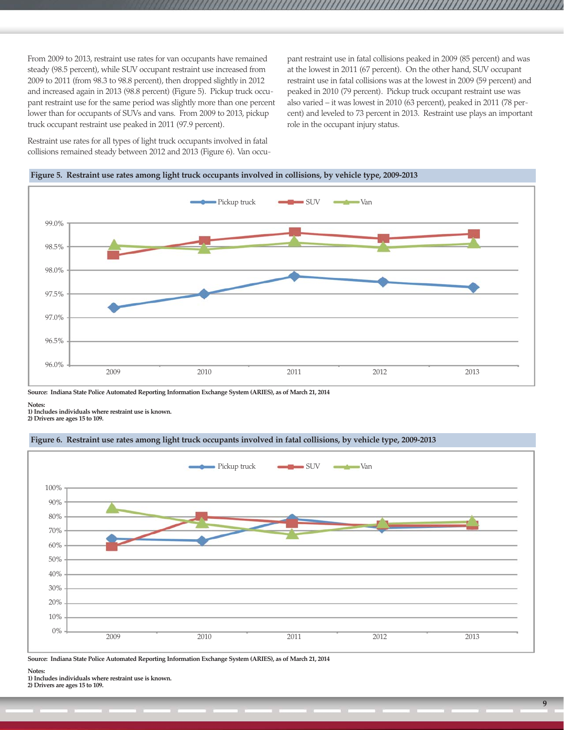From 2009 to 2013, restraint use rates for van occupants have remained steady (98.5 percent), while SUV occupant restraint use increased from 2009 to 2011 (from 98.3 to 98.8 percent), then dropped slightly in 2012 and increased again in 2013 (98.8 percent) (Figure 5). Pickup truck occupant restraint use for the same period was slightly more than one percent lower than for occupants of SUVs and vans. From 2009 to 2013, pickup truck occupant restraint use peaked in 2011 (97.9 percent).

Restraint use rates for all types of light truck occupants involved in fatal collisions remained steady between 2012 and 2013 (Figure 6). Van occupant restraint use in fatal collisions peaked in 2009 (85 percent) and was at the lowest in 2011 (67 percent). On the other hand, SUV occupant restraint use in fatal collisions was at the lowest in 2009 (59 percent) and peaked in 2010 (79 percent). Pickup truck occupant restraint use was also varied – it was lowest in 2010 (63 percent), peaked in 2011 (78 percent) and leveled to 73 percent in 2013. Restraint use plays an important role in the occupant injury status.

**Figure 5. Restraint use rates among light truck occupants involved in collisions, by vehicle type, 2009-2013**

**Source: Indiana State Police Automated Reporting Information Exchange System (ARIES), as of March 21, 2014**

**Notes:**
**1) Includes individuals where restraint use is known.**
**2) Drivers are ages 15 to 109.**

**Figure 6. Restraint use rates among light truck occupants involved in fatal collisions, by vehicle type, 2009-2013**

**Source: Indiana State Police Automated Reporting Information Exchange System (ARIES), as of March 21, 2014**

**Notes:**
**1) Includes individuals where restraint use is known.**
**2) Drivers are ages 15 to 109.**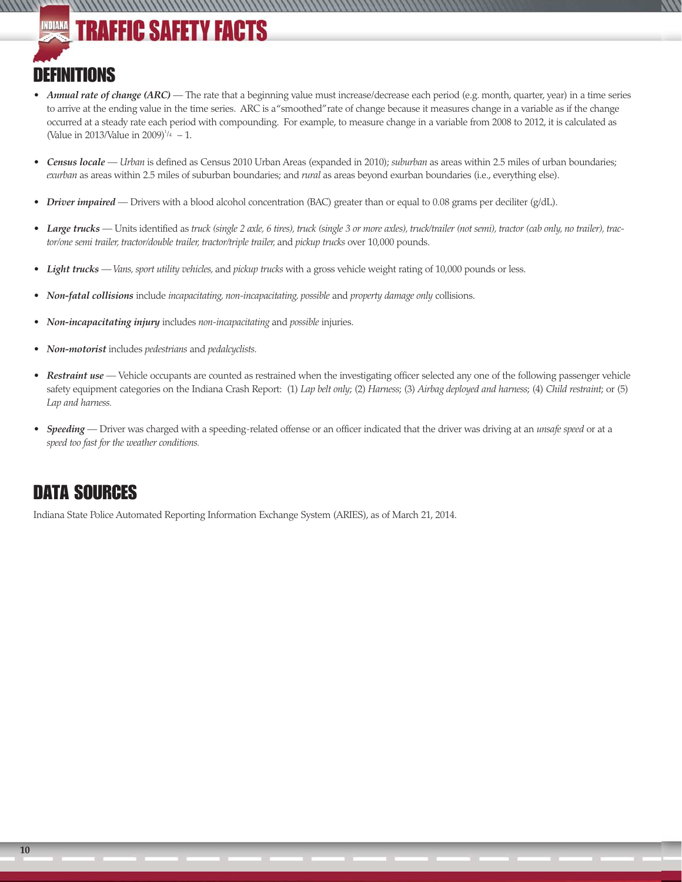# DEFINITIONS

- ***Annual rate of change (ARC)*** — The rate that a beginning value must increase/decrease each period (e.g. month, quarter, year) in a time series to arrive at the ending value in the time series. ARC is a "smoothed" rate of change because it measures change in a variable as if the change occurred at a steady rate each period with compounding. For example, to measure change in a variable from 2008 to 2012, it is calculated as (Value in 2013/Value in 2009)$^{1/4}$ – 1.

- ***Census locale*** — *Urban* is defined as Census 2010 Urban Areas (expanded in 2010); *suburban* as areas within 2.5 miles of urban boundaries; *exurban* as areas within 2.5 miles of suburban boundaries; and *rural* as areas beyond exurban boundaries (i.e., everything else).

- ***Driver impaired*** — Drivers with a blood alcohol concentration (BAC) greater than or equal to 0.08 grams per deciliter (g/dL).

- ***Large trucks*** — Units identified as *truck (single 2 axle, 6 tires), truck (single 3 or more axles), truck/trailer (not semi), tractor (cab only, no trailer), tractor/one semi trailer, tractor/double trailer, tractor/triple trailer,* and *pickup trucks* over 10,000 pounds.

- ***Light trucks*** — *Vans, sport utility vehicles,* and *pickup trucks* with a gross vehicle weight rating of 10,000 pounds or less.

- ***Non-fatal collisions*** include *incapacitating, non-incapacitating, possible* and *property damage only* collisions.

- ***Non-incapacitating injury*** includes *non-incapacitating* and *possible* injuries.

- ***Non-motorist*** includes *pedestrians* and *pedalcyclists.*

- ***Restraint use*** — Vehicle occupants are counted as restrained when the investigating officer selected any one of the following passenger vehicle safety equipment categories on the Indiana Crash Report: (1) *Lap belt only*; (2) *Harness*; (3) *Airbag deployed and harness*; (4) *Child restraint*; or (5) *Lap and harness.*

- ***Speeding*** — Driver was charged with a speeding-related offense or an officer indicated that the driver was driving at an *unsafe speed* or at a *speed too fast for the weather conditions.*

# DATA SOURCES

Indiana State Police Automated Reporting Information Exchange System (ARIES), as of March 21, 2014.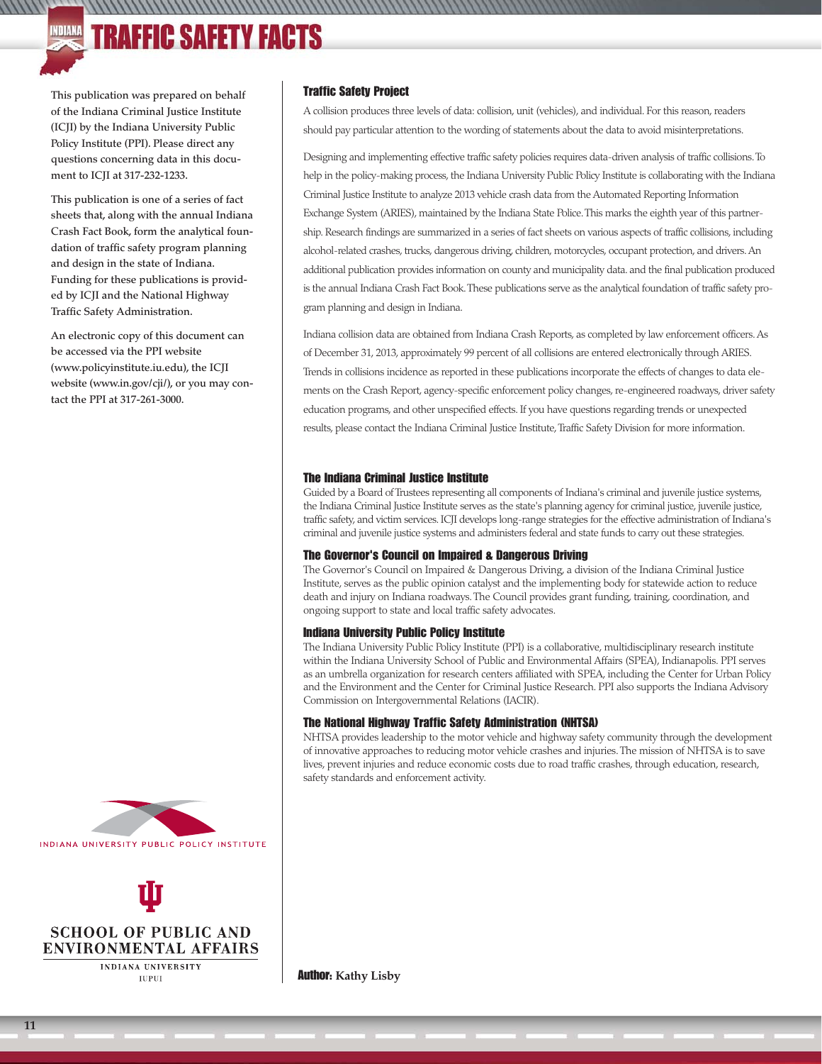# TRAFFIC SAFETY FACTS

This publication was prepared on behalf of the Indiana Criminal Justice Institute (ICJI) by the Indiana University Public Policy Institute (PPI). Please direct any questions concerning data in this document to ICJI at 317-232-1233.

This publication is one of a series of fact sheets that, along with the annual Indiana Crash Fact Book, form the analytical foundation of traffic safety program planning and design in the state of Indiana. Funding for these publications is provided by ICJI and the National Highway Traffic Safety Administration.

An electronic copy of this document can be accessed via the PPI website (www.policyinstitute.iu.edu), the ICJI website (www.in.gov/cji/), or you may contact the PPI at 317-261-3000.

INDIANA UNIVERSITY PUBLIC POLICY INSTITUTE

SCHOOL OF PUBLIC AND ENVIRONMENTAL AFFAIRS

INDIANA UNIVERSITY

IUPUI

## Traffic Safety Project

A collision produces three levels of data: collision, unit (vehicles), and individual. For this reason, readers should pay particular attention to the wording of statements about the data to avoid misinterpretations.

Designing and implementing effective traffic safety policies requires data-driven analysis of traffic collisions. To help in the policy-making process, the Indiana University Public Policy Institute is collaborating with the Indiana Criminal Justice Institute to analyze 2013 vehicle crash data from the Automated Reporting Information Exchange System (ARIES), maintained by the Indiana State Police. This marks the eighth year of this partnership. Research findings are summarized in a series of fact sheets on various aspects of traffic collisions, including alcohol-related crashes, trucks, dangerous driving, children, motorcycles, occupant protection, and drivers. An additional publication provides information on county and municipality data. and the final publication produced is the annual Indiana Crash Fact Book. These publications serve as the analytical foundation of traffic safety program planning and design in Indiana.

Indiana collision data are obtained from Indiana Crash Reports, as completed by law enforcement officers. As of December 31, 2013, approximately 99 percent of all collisions are entered electronically through ARIES. Trends in collisions incidence as reported in these publications incorporate the effects of changes to data elements on the Crash Report, agency-specific enforcement policy changes, re-engineered roadways, driver safety education programs, and other unspecified effects. If you have questions regarding trends or unexpected results, please contact the Indiana Criminal Justice Institute, Traffic Safety Division for more information.

## The Indiana Criminal Justice Institute

Guided by a Board of Trustees representing all components of Indiana's criminal and juvenile justice systems, the Indiana Criminal Justice Institute serves as the state's planning agency for criminal justice, juvenile justice, traffic safety, and victim services. ICJI develops long-range strategies for the effective administration of Indiana's criminal and juvenile justice systems and administers federal and state funds to carry out these strategies.

## The Governor's Council on Impaired & Dangerous Driving

The Governor's Council on Impaired & Dangerous Driving, a division of the Indiana Criminal Justice Institute, serves as the public opinion catalyst and the implementing body for statewide action to reduce death and injury on Indiana roadways. The Council provides grant funding, training, coordination, and ongoing support to state and local traffic safety advocates.

## Indiana University Public Policy Institute

The Indiana University Public Policy Institute (PPI) is a collaborative, multidisciplinary research institute within the Indiana University School of Public and Environmental Affairs (SPEA), Indianapolis. PPI serves as an umbrella organization for research centers affiliated with SPEA, including the Center for Urban Policy and the Environment and the Center for Criminal Justice Research. PPI also supports the Indiana Advisory Commission on Intergovernmental Relations (IACIR).

## The National Highway Traffic Safety Administration (NHTSA)

NHTSA provides leadership to the motor vehicle and highway safety community through the development of innovative approaches to reducing motor vehicle crashes and injuries. The mission of NHTSA is to save lives, prevent injuries and reduce economic costs due to road traffic crashes, through education, research, safety standards and enforcement activity.

**Author:** Kathy Lisby